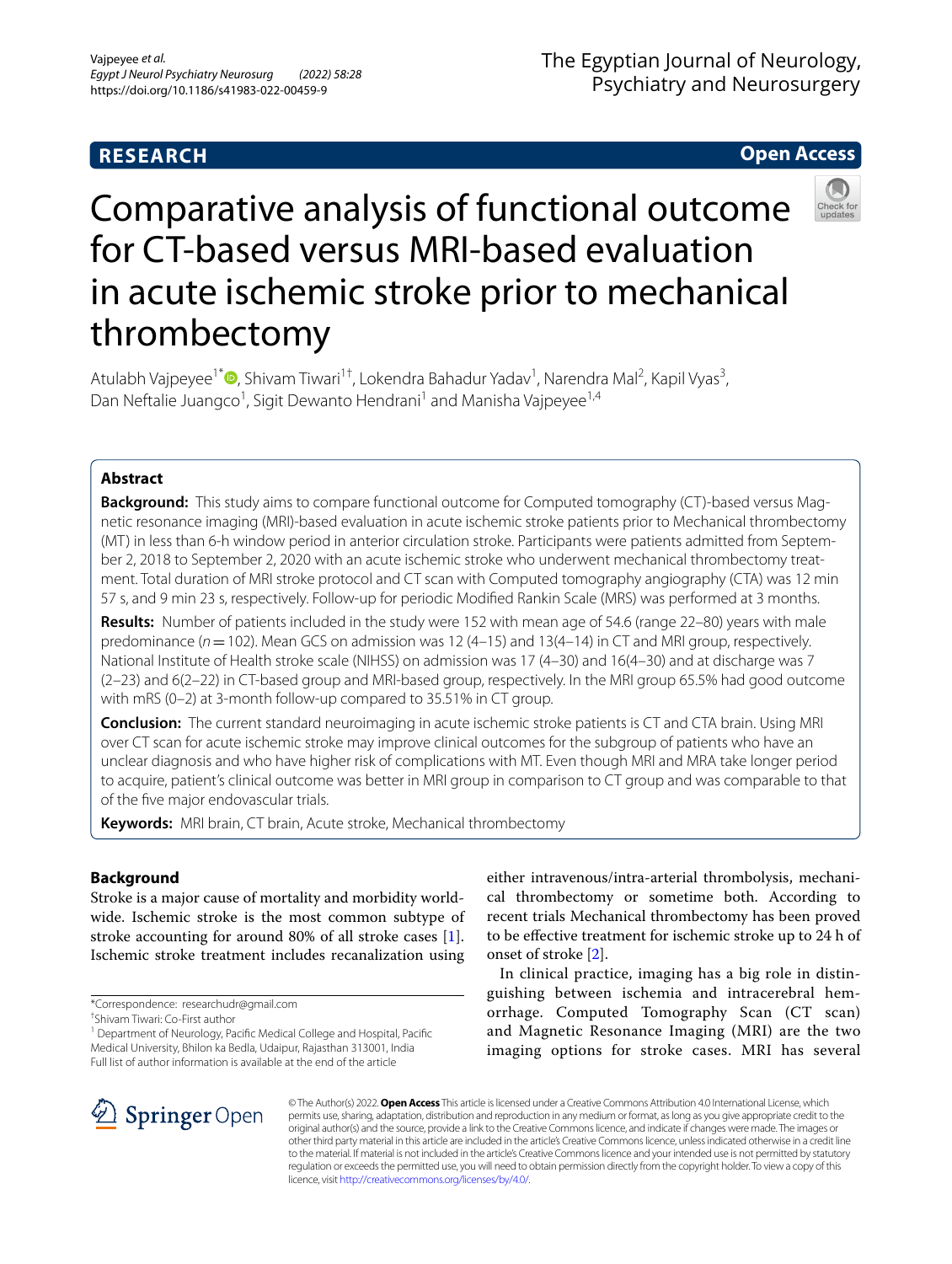**RESEARCH** **Open Access**

# Comparative analysis of functional outcome for CT-based versus MRI-based evaluation in acute ischemic stroke prior to mechanical thrombectomy

Atulabh Vajpeyee[1*], Shivam Tiwari[1†], Lokendra Bahadur Yadav[1], Narendra Mal[2], Kapil Vyas[3], Dan Neftalie Juangco[1], Sigit Dewanto Hendrani[1] and Manisha Vajpeyee[1,4]

## Abstract

**Background:** This study aims to compare functional outcome for Computed tomography (CT)-based versus Magnetic resonance imaging (MRI)-based evaluation in acute ischemic stroke patients prior to Mechanical thrombectomy (MT) in less than 6-h window period in anterior circulation stroke. Participants were patients admitted from September 2, 2018 to September 2, 2020 with an acute ischemic stroke who underwent mechanical thrombectomy treatment. Total duration of MRI stroke protocol and CT scan with Computed tomography angiography (CTA) was 12 min 57 s, and 9 min 23 s, respectively. Follow-up for periodic Modified Rankin Scale (MRS) was performed at 3 months.

**Results:** Number of patients included in the study were 152 with mean age of 54.6 (range 22–80) years with male predominance (*n* = 102). Mean GCS on admission was 12 (4–15) and 13(4–14) in CT and MRI group, respectively. National Institute of Health stroke scale (NIHSS) on admission was 17 (4–30) and 16(4–30) and at discharge was 7 (2–23) and 6(2–22) in CT-based group and MRI-based group, respectively. In the MRI group 65.5% had good outcome with mRS (0–2) at 3-month follow-up compared to 35.51% in CT group.

**Conclusion:** The current standard neuroimaging in acute ischemic stroke patients is CT and CTA brain. Using MRI over CT scan for acute ischemic stroke may improve clinical outcomes for the subgroup of patients who have an unclear diagnosis and who have higher risk of complications with MT. Even though MRI and MRA take longer period to acquire, patient's clinical outcome was better in MRI group in comparison to CT group and was comparable to that of the five major endovascular trials.

**Keywords:** MRI brain, CT brain, Acute stroke, Mechanical thrombectomy

## Background

Stroke is a major cause of mortality and morbidity worldwide. Ischemic stroke is the most common subtype of stroke accounting for around 80% of all stroke cases [1]. Ischemic stroke treatment includes recanalization using either intravenous/intra-arterial thrombolysis, mechanical thrombectomy or sometime both. According to recent trials Mechanical thrombectomy has been proved to be effective treatment for ischemic stroke up to 24 h of onset of stroke [2].

In clinical practice, imaging has a big role in distinguishing between ischemia and intracerebral hemorrhage. Computed Tomography Scan (CT scan) and Magnetic Resonance Imaging (MRI) are the two imaging options for stroke cases. MRI has several

*Correspondence: researchudr@gmail.com

†Shivam Tiwari: Co-First author

[1] Department of Neurology, Pacific Medical College and Hospital, Pacific Medical University, Bhilon ka Bedla, Udaipur, Rajasthan 313001, India

Full list of author information is available at the end of the article

© The Author(s) 2022. **Open Access** This article is licensed under a Creative Commons Attribution 4.0 International License, which permits use, sharing, adaptation, distribution and reproduction in any medium or format, as long as you give appropriate credit to the original author(s) and the source, provide a link to the Creative Commons licence, and indicate if changes were made. The images or other third party material in this article are included in the article's Creative Commons licence, unless indicated otherwise in a credit line to the material. If material is not included in the article's Creative Commons licence and your intended use is not permitted by statutory regulation or exceeds the permitted use, you will need to obtain permission directly from the copyright holder. To view a copy of this licence, visit http://creativecommons.org/licenses/by/4.0/.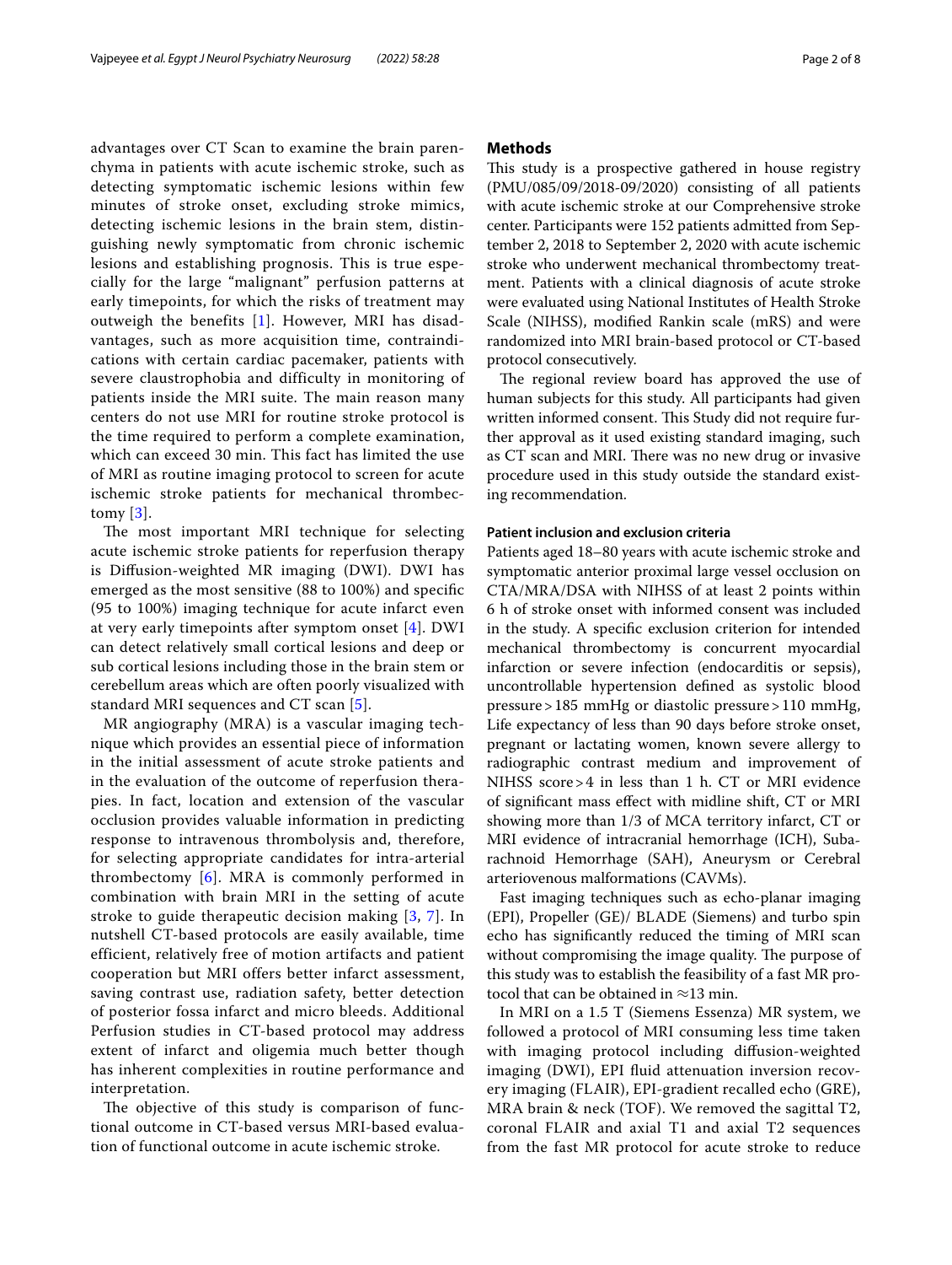advantages over CT Scan to examine the brain parenchyma in patients with acute ischemic stroke, such as detecting symptomatic ischemic lesions within few minutes of stroke onset, excluding stroke mimics, detecting ischemic lesions in the brain stem, distinguishing newly symptomatic from chronic ischemic lesions and establishing prognosis. This is true especially for the large "malignant" perfusion patterns at early timepoints, for which the risks of treatment may outweigh the benefits [1]. However, MRI has disadvantages, such as more acquisition time, contraindications with certain cardiac pacemaker, patients with severe claustrophobia and difficulty in monitoring of patients inside the MRI suite. The main reason many centers do not use MRI for routine stroke protocol is the time required to perform a complete examination, which can exceed 30 min. This fact has limited the use of MRI as routine imaging protocol to screen for acute ischemic stroke patients for mechanical thrombectomy [3].

The most important MRI technique for selecting acute ischemic stroke patients for reperfusion therapy is Diffusion-weighted MR imaging (DWI). DWI has emerged as the most sensitive (88 to 100%) and specific (95 to 100%) imaging technique for acute infarct even at very early timepoints after symptom onset [4]. DWI can detect relatively small cortical lesions and deep or sub cortical lesions including those in the brain stem or cerebellum areas which are often poorly visualized with standard MRI sequences and CT scan [5].

MR angiography (MRA) is a vascular imaging technique which provides an essential piece of information in the initial assessment of acute stroke patients and in the evaluation of the outcome of reperfusion therapies. In fact, location and extension of the vascular occlusion provides valuable information in predicting response to intravenous thrombolysis and, therefore, for selecting appropriate candidates for intra-arterial thrombectomy [6]. MRA is commonly performed in combination with brain MRI in the setting of acute stroke to guide therapeutic decision making [3, 7]. In nutshell CT-based protocols are easily available, time efficient, relatively free of motion artifacts and patient cooperation but MRI offers better infarct assessment, saving contrast use, radiation safety, better detection of posterior fossa infarct and micro bleeds. Additional Perfusion studies in CT-based protocol may address extent of infarct and oligemia much better though has inherent complexities in routine performance and interpretation.

The objective of this study is comparison of functional outcome in CT-based versus MRI-based evaluation of functional outcome in acute ischemic stroke.

## Methods

This study is a prospective gathered in house registry (PMU/085/09/2018-09/2020) consisting of all patients with acute ischemic stroke at our Comprehensive stroke center. Participants were 152 patients admitted from September 2, 2018 to September 2, 2020 with acute ischemic stroke who underwent mechanical thrombectomy treatment. Patients with a clinical diagnosis of acute stroke were evaluated using National Institutes of Health Stroke Scale (NIHSS), modified Rankin scale (mRS) and were randomized into MRI brain-based protocol or CT-based protocol consecutively.

The regional review board has approved the use of human subjects for this study. All participants had given written informed consent. This Study did not require further approval as it used existing standard imaging, such as CT scan and MRI. There was no new drug or invasive procedure used in this study outside the standard existing recommendation.

### Patient inclusion and exclusion criteria

Patients aged 18–80 years with acute ischemic stroke and symptomatic anterior proximal large vessel occlusion on CTA/MRA/DSA with NIHSS of at least 2 points within 6 h of stroke onset with informed consent was included in the study. A specific exclusion criterion for intended mechanical thrombectomy is concurrent myocardial infarction or severe infection (endocarditis or sepsis), uncontrollable hypertension defined as systolic blood pressure > 185 mmHg or diastolic pressure > 110 mmHg, Life expectancy of less than 90 days before stroke onset, pregnant or lactating women, known severe allergy to radiographic contrast medium and improvement of NIHSS score > 4 in less than 1 h. CT or MRI evidence of significant mass effect with midline shift, CT or MRI showing more than 1/3 of MCA territory infarct, CT or MRI evidence of intracranial hemorrhage (ICH), Subarachnoid Hemorrhage (SAH), Aneurysm or Cerebral arteriovenous malformations (CAVMs).

Fast imaging techniques such as echo-planar imaging (EPI), Propeller (GE)/ BLADE (Siemens) and turbo spin echo has significantly reduced the timing of MRI scan without compromising the image quality. The purpose of this study was to establish the feasibility of a fast MR protocol that can be obtained in ≈13 min.

In MRI on a 1.5 T (Siemens Essenza) MR system, we followed a protocol of MRI consuming less time taken with imaging protocol including diffusion-weighted imaging (DWI), EPI fluid attenuation inversion recovery imaging (FLAIR), EPI-gradient recalled echo (GRE), MRA brain & neck (TOF). We removed the sagittal T2, coronal FLAIR and axial T1 and axial T2 sequences from the fast MR protocol for acute stroke to reduce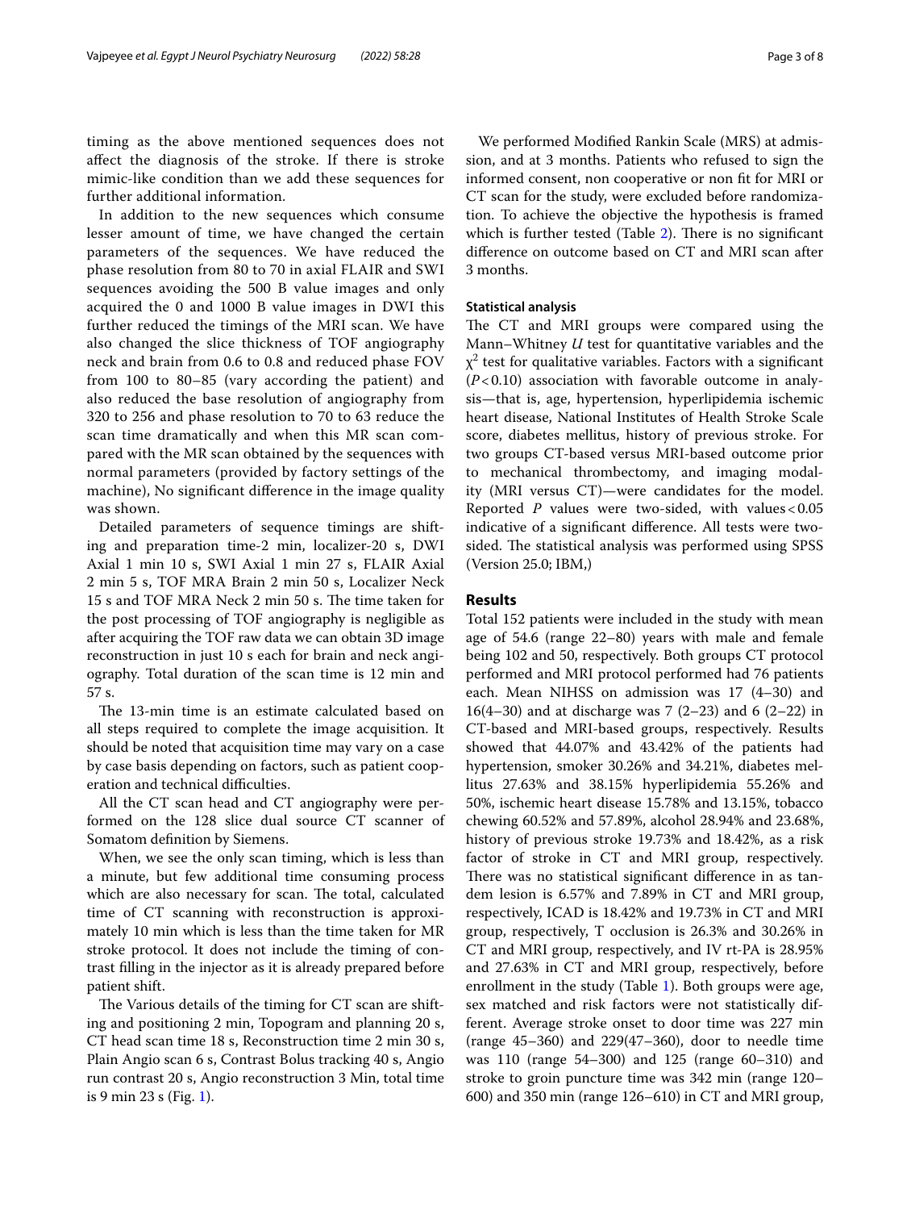timing as the above mentioned sequences does not affect the diagnosis of the stroke. If there is stroke mimic-like condition than we add these sequences for further additional information.

In addition to the new sequences which consume lesser amount of time, we have changed the certain parameters of the sequences. We have reduced the phase resolution from 80 to 70 in axial FLAIR and SWI sequences avoiding the 500 B value images and only acquired the 0 and 1000 B value images in DWI this further reduced the timings of the MRI scan. We have also changed the slice thickness of TOF angiography neck and brain from 0.6 to 0.8 and reduced phase FOV from 100 to 80–85 (vary according the patient) and also reduced the base resolution of angiography from 320 to 256 and phase resolution to 70 to 63 reduce the scan time dramatically and when this MR scan compared with the MR scan obtained by the sequences with normal parameters (provided by factory settings of the machine), No significant difference in the image quality was shown.

Detailed parameters of sequence timings are shifting and preparation time-2 min, localizer-20 s, DWI Axial 1 min 10 s, SWI Axial 1 min 27 s, FLAIR Axial 2 min 5 s, TOF MRA Brain 2 min 50 s, Localizer Neck 15 s and TOF MRA Neck 2 min 50 s. The time taken for the post processing of TOF angiography is negligible as after acquiring the TOF raw data we can obtain 3D image reconstruction in just 10 s each for brain and neck angiography. Total duration of the scan time is 12 min and 57 s.

The 13-min time is an estimate calculated based on all steps required to complete the image acquisition. It should be noted that acquisition time may vary on a case by case basis depending on factors, such as patient cooperation and technical difficulties.

All the CT scan head and CT angiography were performed on the 128 slice dual source CT scanner of Somatom definition by Siemens.

When, we see the only scan timing, which is less than a minute, but few additional time consuming process which are also necessary for scan. The total, calculated time of CT scanning with reconstruction is approximately 10 min which is less than the time taken for MR stroke protocol. It does not include the timing of contrast filling in the injector as it is already prepared before patient shift.

The Various details of the timing for CT scan are shifting and positioning 2 min, Topogram and planning 20 s, CT head scan time 18 s, Reconstruction time 2 min 30 s, Plain Angio scan 6 s, Contrast Bolus tracking 40 s, Angio run contrast 20 s, Angio reconstruction 3 Min, total time is 9 min 23 s (Fig. 1).

We performed Modified Rankin Scale (MRS) at admission, and at 3 months. Patients who refused to sign the informed consent, non cooperative or non fit for MRI or CT scan for the study, were excluded before randomization. To achieve the objective the hypothesis is framed which is further tested (Table 2). There is no significant difference on outcome based on CT and MRI scan after 3 months.

### Statistical analysis

The CT and MRI groups were compared using the Mann–Whitney *U* test for quantitative variables and the $\chi^2$ test for qualitative variables. Factors with a significant ($P<0.10$) association with favorable outcome in analysis—that is, age, hypertension, hyperlipidemia ischemic heart disease, National Institutes of Health Stroke Scale score, diabetes mellitus, history of previous stroke. For two groups CT-based versus MRI-based outcome prior to mechanical thrombectomy, and imaging modality (MRI versus CT)—were candidates for the model. Reported *P* values were two-sided, with values $<0.05$ indicative of a significant difference. All tests were two-sided. The statistical analysis was performed using SPSS (Version 25.0; IBM,)

## Results

Total 152 patients were included in the study with mean age of 54.6 (range 22–80) years with male and female being 102 and 50, respectively. Both groups CT protocol performed and MRI protocol performed had 76 patients each. Mean NIHSS on admission was 17 (4–30) and 16(4–30) and at discharge was 7 (2–23) and 6 (2–22) in CT-based and MRI-based groups, respectively. Results showed that 44.07% and 43.42% of the patients had hypertension, smoker 30.26% and 34.21%, diabetes mellitus 27.63% and 38.15% hyperlipidemia 55.26% and 50%, ischemic heart disease 15.78% and 13.15%, tobacco chewing 60.52% and 57.89%, alcohol 28.94% and 23.68%, history of previous stroke 19.73% and 18.42%, as a risk factor of stroke in CT and MRI group, respectively. There was no statistical significant difference in as tandem lesion is 6.57% and 7.89% in CT and MRI group, respectively, ICAD is 18.42% and 19.73% in CT and MRI group, respectively, T occlusion is 26.3% and 30.26% in CT and MRI group, respectively, and IV rt-PA is 28.95% and 27.63% in CT and MRI group, respectively, before enrollment in the study (Table 1). Both groups were age, sex matched and risk factors were not statistically different. Average stroke onset to door time was 227 min (range 45–360) and 229(47–360), door to needle time was 110 (range 54–300) and 125 (range 60–310) and stroke to groin puncture time was 342 min (range 120–600) and 350 min (range 126–610) in CT and MRI group,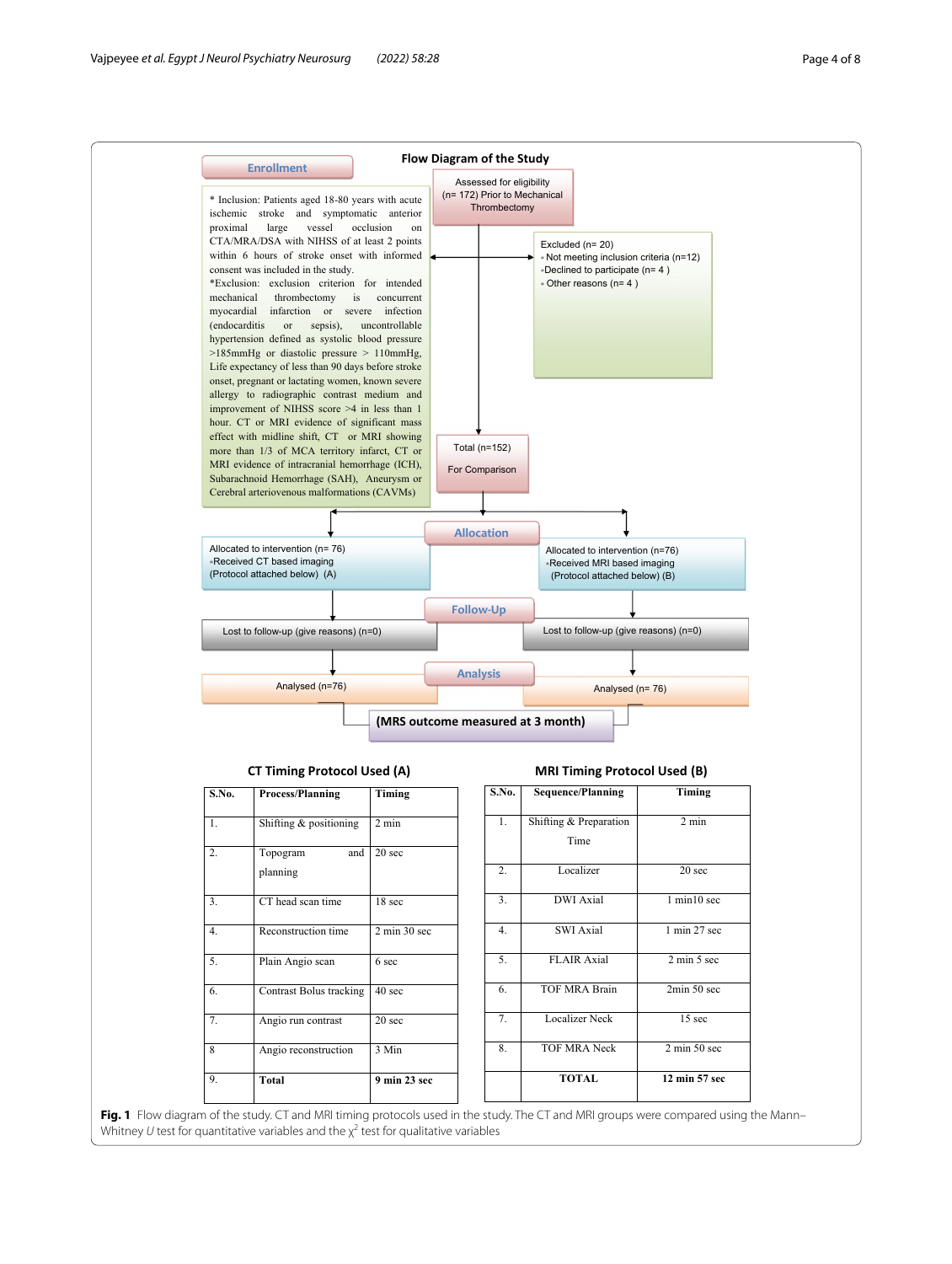**Flow Diagram of the Study**

**Enrollment**

* Inclusion: Patients aged 18-80 years with acute ischemic stroke and symptomatic anterior proximal large vessel occlusion on CTA/MRA/DSA with NIHSS of at least 2 points within 6 hours of stroke onset with informed consent was included in the study.

*Exclusion: exclusion criterion for intended mechanical thrombectomy is concurrent myocardial infarction or severe infection (endocarditis or sepsis), uncontrollable hypertension defined as systolic blood pressure >185mmHg or diastolic pressure > 110mmHg, Life expectancy of less than 90 days before stroke onset, pregnant or lactating women, known severe allergy to radiographic contrast medium and improvement of NIHSS score >4 in less than 1 hour. CT or MRI evidence of significant mass effect with midline shift, CT or MRI showing more than 1/3 of MCA territory infarct, CT or MRI evidence of intracranial hemorrhage (ICH), Subarachnoid Hemorrhage (SAH), Aneurysm or Cerebral arteriovenous malformations (CAVMs)

Assessed for eligibility (n= 172) Prior to Mechanical Thrombectomy

Excluded (n= 20)
- Not meeting inclusion criteria (n=12)
- Declined to participate (n= 4 )
- Other reasons (n= 4 )

Total (n=152) For Comparison

**Allocation**

Allocated to intervention (n= 76)
- Received CT based imaging (Protocol attached below) (A)

Allocated to intervention (n=76)
- Received MRI based imaging (Protocol attached below) (B)

**Follow-Up**

Lost to follow-up (give reasons) (n=0)

Lost to follow-up (give reasons) (n=0)

**Analysis**

Analysed (n=76)

Analysed (n= 76)

**(MRS outcome measured at 3 month)**

**CT Timing Protocol Used (A)**

| S.No. | Process/Planning | Timing |
|---|---|---|
| 1. | Shifting & positioning | 2 min |
| 2. | Topogram and planning | 20 sec |
| 3. | CT head scan time | 18 sec |
| 4. | Reconstruction time | 2 min 30 sec |
| 5. | Plain Angio scan | 6 sec |
| 6. | Contrast Bolus tracking | 40 sec |
| 7. | Angio run contrast | 20 sec |
| 8 | Angio reconstruction | 3 Min |
| 9. | **Total** | **9 min 23 sec** |

**MRI Timing Protocol Used (B)**

| S.No. | Sequence/Planning | Timing |
|---|---|---|
| 1. | Shifting & Preparation Time | 2 min |
| 2. | Localizer | 20 sec |
| 3. | DWI Axial | 1 min10 sec |
| 4. | SWI Axial | 1 min 27 sec |
| 5. | FLAIR Axial | 2 min 5 sec |
| 6. | TOF MRA Brain | 2min 50 sec |
| 7. | Localizer Neck | 15 sec |
| 8. | TOF MRA Neck | 2 min 50 sec |
| | **TOTAL** | **12 min 57 sec** |

**Fig. 1** Flow diagram of the study. CT and MRI timing protocols used in the study. The CT and MRI groups were compared using the Mann–Whitney *U* test for quantitative variables and the $\chi^2$ test for qualitative variables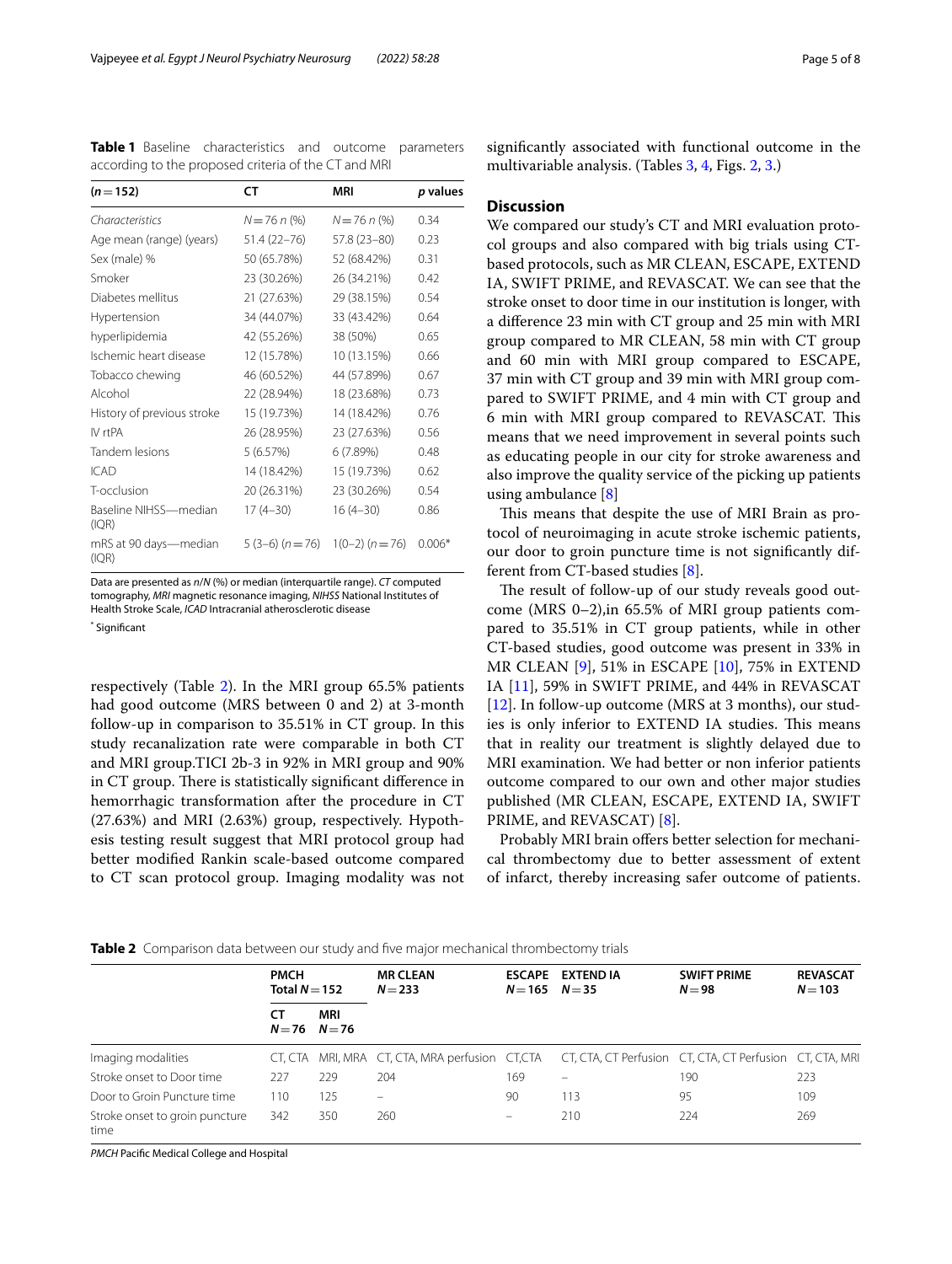**Table 1** Baseline characteristics and outcome parameters according to the proposed criteria of the CT and MRI

| (n = 152) | CT | MRI | p values |
|---|---|---|---|
| *Characteristics* | N = 76 n (%) | N = 76 n (%) | 0.34 |
| Age mean (range) (years) | 51.4 (22–76) | 57.8 (23–80) | 0.23 |
| Sex (male) % | 50 (65.78%) | 52 (68.42%) | 0.31 |
| Smoker | 23 (30.26%) | 26 (34.21%) | 0.42 |
| Diabetes mellitus | 21 (27.63%) | 29 (38.15%) | 0.54 |
| Hypertension | 34 (44.07%) | 33 (43.42%) | 0.64 |
| hyperlipidemia | 42 (55.26%) | 38 (50%) | 0.65 |
| Ischemic heart disease | 12 (15.78%) | 10 (13.15%) | 0.66 |
| Tobacco chewing | 46 (60.52%) | 44 (57.89%) | 0.67 |
| Alcohol | 22 (28.94%) | 18 (23.68%) | 0.73 |
| History of previous stroke | 15 (19.73%) | 14 (18.42%) | 0.76 |
| IV rtPA | 26 (28.95%) | 23 (27.63%) | 0.56 |
| Tandem lesions | 5 (6.57%) | 6 (7.89%) | 0.48 |
| ICAD | 14 (18.42%) | 15 (19.73%) | 0.62 |
| T-occlusion | 20 (26.31%) | 23 (30.26%) | 0.54 |
| Baseline NIHSS—median (IQR) | 17 (4–30) | 16 (4–30) | 0.86 |
| mRS at 90 days—median (IQR) | 5 (3–6) (n = 76) | 1(0–2) (n = 76) | 0.006* |

Data are presented as n/N (%) or median (interquartile range). *CT* computed tomography, *MRI* magnetic resonance imaging, *NIHSS* National Institutes of Health Stroke Scale, *ICAD* Intracranial atherosclerotic disease

\* Significant

respectively (Table 2). In the MRI group 65.5% patients had good outcome (MRS between 0 and 2) at 3-month follow-up in comparison to 35.51% in CT group. In this study recanalization rate were comparable in both CT and MRI group.TICI 2b-3 in 92% in MRI group and 90% in CT group. There is statistically significant difference in hemorrhagic transformation after the procedure in CT (27.63%) and MRI (2.63%) group, respectively. Hypothesis testing result suggest that MRI protocol group had better modified Rankin scale-based outcome compared to CT scan protocol group. Imaging modality was not significantly associated with functional outcome in the multivariable analysis. (Tables 3, 4, Figs. 2, 3.)

## Discussion

We compared our study's CT and MRI evaluation protocol groups and also compared with big trials using CT-based protocols, such as MR CLEAN, ESCAPE, EXTEND IA, SWIFT PRIME, and REVASCAT. We can see that the stroke onset to door time in our institution is longer, with a difference 23 min with CT group and 25 min with MRI group compared to MR CLEAN, 58 min with CT group and 60 min with MRI group compared to ESCAPE, 37 min with CT group and 39 min with MRI group compared to SWIFT PRIME, and 4 min with CT group and 6 min with MRI group compared to REVASCAT. This means that we need improvement in several points such as educating people in our city for stroke awareness and also improve the quality service of the picking up patients using ambulance [8]

This means that despite the use of MRI Brain as protocol of neuroimaging in acute stroke ischemic patients, our door to groin puncture time is not significantly different from CT-based studies [8].

The result of follow-up of our study reveals good outcome (MRS 0–2),in 65.5% of MRI group patients compared to 35.51% in CT group patients, while in other CT-based studies, good outcome was present in 33% in MR CLEAN [9], 51% in ESCAPE [10], 75% in EXTEND IA [11], 59% in SWIFT PRIME, and 44% in REVASCAT [12]. In follow-up outcome (MRS at 3 months), our studies is only inferior to EXTEND IA studies. This means that in reality our treatment is slightly delayed due to MRI examination. We had better or non inferior patients outcome compared to our own and other major studies published (MR CLEAN, ESCAPE, EXTEND IA, SWIFT PRIME, and REVASCAT) [8].

Probably MRI brain offers better selection for mechanical thrombectomy due to better assessment of extent of infarct, thereby increasing safer outcome of patients.

**Table 2** Comparison data between our study and five major mechanical thrombectomy trials

| | PMCH Total N = 152 | | MR CLEAN N = 233 | ESCAPE N = 165 | EXTEND IA N = 35 | SWIFT PRIME N = 98 | REVASCAT N = 103 |
|---|---|---|---|---|---|---|---|
| | CT N = 76 | MRI N = 76 | | | | | |
| Imaging modalities | CT, CTA | MRI, MRA | CT, CTA, MRA perfusion | CT,CTA | CT, CTA, CT Perfusion | CT, CTA, CT Perfusion | CT, CTA, MRI |
| Stroke onset to Door time | 227 | 229 | 204 | 169 | – | 190 | 223 |
| Door to Groin Puncture time | 110 | 125 | – | 90 | 113 | 95 | 109 |
| Stroke onset to groin puncture time | 342 | 350 | 260 | – | 210 | 224 | 269 |

*PMCH* Pacific Medical College and Hospital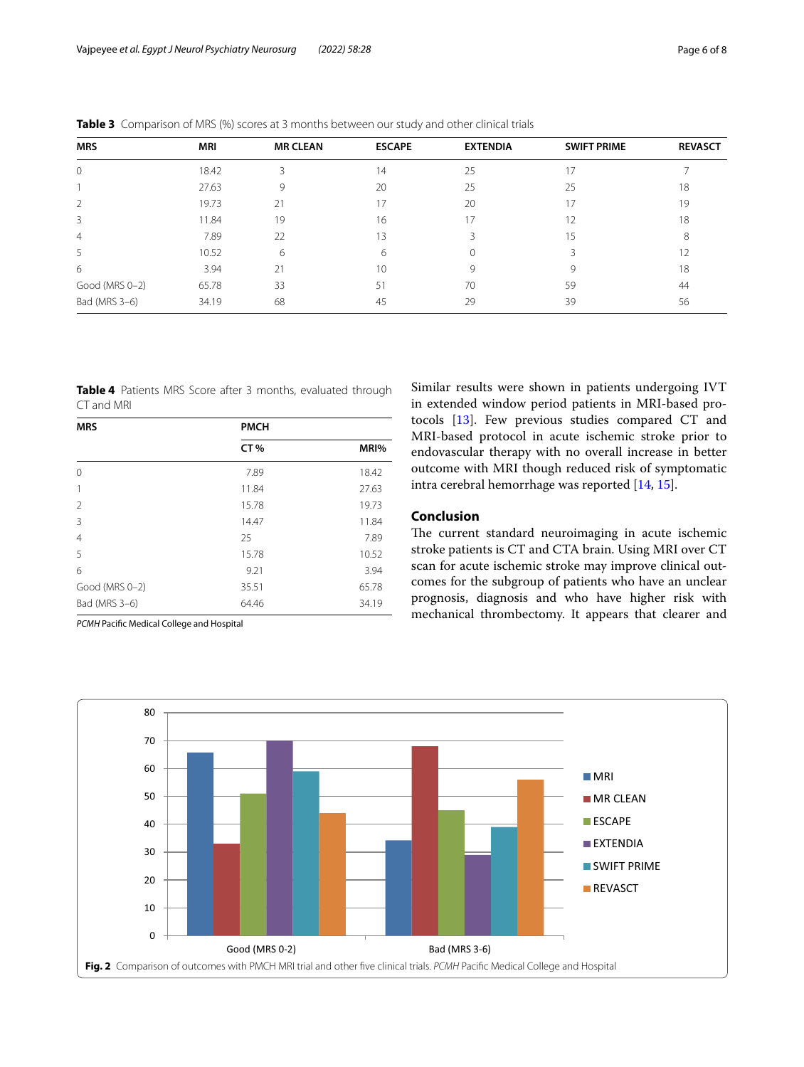**Table 3** Comparison of MRS (%) scores at 3 months between our study and other clinical trials

| MRS | MRI | MR CLEAN | ESCAPE | EXTENDIA | SWIFT PRIME | REVASCT |
|---|---|---|---|---|---|---|
| 0 | 18.42 | 3 | 14 | 25 | 17 | 7 |
| 1 | 27.63 | 9 | 20 | 25 | 25 | 18 |
| 2 | 19.73 | 21 | 17 | 20 | 17 | 19 |
| 3 | 11.84 | 19 | 16 | 17 | 12 | 18 |
| 4 | 7.89 | 22 | 13 | 3 | 15 | 8 |
| 5 | 10.52 | 6 | 6 | 0 | 3 | 12 |
| 6 | 3.94 | 21 | 10 | 9 | 9 | 18 |
| Good (MRS 0–2) | 65.78 | 33 | 51 | 70 | 59 | 44 |
| Bad (MRS 3–6) | 34.19 | 68 | 45 | 29 | 39 | 56 |

**Table 4** Patients MRS Score after 3 months, evaluated through CT and MRI

| MRS | PMCH | |
|---|---|---|
| | CT % | MRI% |
| 0 | 7.89 | 18.42 |
| 1 | 11.84 | 27.63 |
| 2 | 15.78 | 19.73 |
| 3 | 14.47 | 11.84 |
| 4 | 25 | 7.89 |
| 5 | 15.78 | 10.52 |
| 6 | 9.21 | 3.94 |
| Good (MRS 0–2) | 35.51 | 65.78 |
| Bad (MRS 3–6) | 64.46 | 34.19 |

*PCMH* Pacific Medical College and Hospital

Similar results were shown in patients undergoing IVT in extended window period patients in MRI-based protocols [13]. Few previous studies compared CT and MRI-based protocol in acute ischemic stroke prior to endovascular therapy with no overall increase in better outcome with MRI though reduced risk of symptomatic intra cerebral hemorrhage was reported [14, 15].

## Conclusion

The current standard neuroimaging in acute ischemic stroke patients is CT and CTA brain. Using MRI over CT scan for acute ischemic stroke may improve clinical outcomes for the subgroup of patients who have an unclear prognosis, diagnosis and who have higher risk with mechanical thrombectomy. It appears that clearer and

**Fig. 2** Comparison of outcomes with PMCH MRI trial and other five clinical trials. *PCMH* Pacific Medical College and Hospital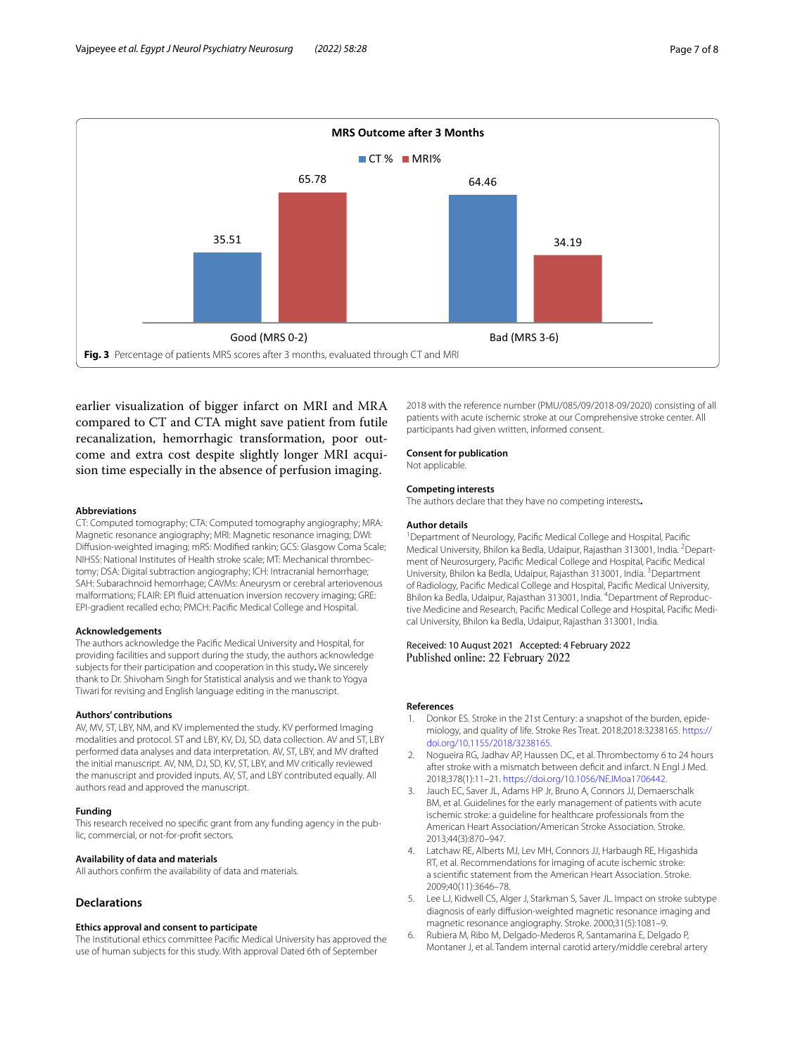Fig. 3 Percentage of patients MRS scores after 3 months, evaluated through CT and MRI

earlier visualization of bigger infarct on MRI and MRA compared to CT and CTA might save patient from futile recanalization, hemorrhagic transformation, poor outcome and extra cost despite slightly longer MRI acquision time especially in the absence of perfusion imaging.

### Abbreviations

CT: Computed tomography; CTA: Computed tomography angiography; MRA: Magnetic resonance angiography; MRI: Magnetic resonance imaging; DWI: Diffusion-weighted imaging; mRS: Modified rankin; GCS: Glasgow Coma Scale; NIHSS: National Institutes of Health stroke scale; MT: Mechanical thrombectomy; DSA: Digital subtraction angiography; ICH: Intracranial hemorrhage; SAH: Subarachnoid hemorrhage; CAVMs: Aneurysm or cerebral arteriovenous malformations; FLAIR: EPI fluid attenuation inversion recovery imaging; GRE: EPI-gradient recalled echo; PMCH: Pacific Medical College and Hospital.

### Acknowledgements

The authors acknowledge the Pacific Medical University and Hospital, for providing facilities and support during the study, the authors acknowledge subjects for their participation and cooperation in this study**.** We sincerely thank to Dr. Shivoham Singh for Statistical analysis and we thank to Yogya Tiwari for revising and English language editing in the manuscript.

### Authors' contributions

AV, MV, ST, LBY, NM, and KV implemented the study. KV performed Imaging modalities and protocol. ST and LBY, KV, DJ, SD, data collection. AV and ST, LBY performed data analyses and data interpretation. AV, ST, LBY, and MV drafted the initial manuscript. AV, NM, DJ, SD, KV, ST, LBY, and MV critically reviewed the manuscript and provided inputs. AV, ST, and LBY contributed equally. All authors read and approved the manuscript.

### Funding

This research received no specific grant from any funding agency in the public, commercial, or not-for-profit sectors.

### Availability of data and materials

All authors confirm the availability of data and materials.

## Declarations

### Ethics approval and consent to participate

The Institutional ethics committee Pacific Medical University has approved the use of human subjects for this study. With approval Dated 6th of September 2018 with the reference number (PMU/085/09/2018-09/2020) consisting of all patients with acute ischemic stroke at our Comprehensive stroke center. All participants had given written, informed consent.

### Consent for publication

Not applicable.

### Competing interests

The authors declare that they have no competing interests**.**

### Author details

[1]Department of Neurology, Pacific Medical College and Hospital, Pacific Medical University, Bhilon ka Bedla, Udaipur, Rajasthan 313001, India. [2]Department of Neurosurgery, Pacific Medical College and Hospital, Pacific Medical University, Bhilon ka Bedla, Udaipur, Rajasthan 313001, India. [3]Department of Radiology, Pacific Medical College and Hospital, Pacific Medical University, Bhilon ka Bedla, Udaipur, Rajasthan 313001, India. [4]Department of Reproductive Medicine and Research, Pacific Medical College and Hospital, Pacific Medical University, Bhilon ka Bedla, Udaipur, Rajasthan 313001, India.

Received: 10 August 2021 Accepted: 4 February 2022
Published online: 22 February 2022

### References

1. Donkor ES. Stroke in the 21st Century: a snapshot of the burden, epidemiology, and quality of life. Stroke Res Treat. 2018;2018:3238165. https://doi.org/10.1155/2018/3238165.
2. Nogueira RG, Jadhav AP, Haussen DC, et al. Thrombectomy 6 to 24 hours after stroke with a mismatch between deficit and infarct. N Engl J Med. 2018;378(1):11–21. https://doi.org/10.1056/NEJMoa1706442.
3. Jauch EC, Saver JL, Adams HP Jr, Bruno A, Connors JJ, Demaerschalk BM, et al. Guidelines for the early management of patients with acute ischemic stroke: a guideline for healthcare professionals from the American Heart Association/American Stroke Association. Stroke. 2013;44(3):870–947.
4. Latchaw RE, Alberts MJ, Lev MH, Connors JJ, Harbaugh RE, Higashida RT, et al. Recommendations for imaging of acute ischemic stroke: a scientific statement from the American Heart Association. Stroke. 2009;40(11):3646–78.
5. Lee LJ, Kidwell CS, Alger J, Starkman S, Saver JL. Impact on stroke subtype diagnosis of early diffusion-weighted magnetic resonance imaging and magnetic resonance angiography. Stroke. 2000;31(5):1081–9.
6. Rubiera M, Ribo M, Delgado-Mederos R, Santamarina E, Delgado P, Montaner J, et al. Tandem internal carotid artery/middle cerebral artery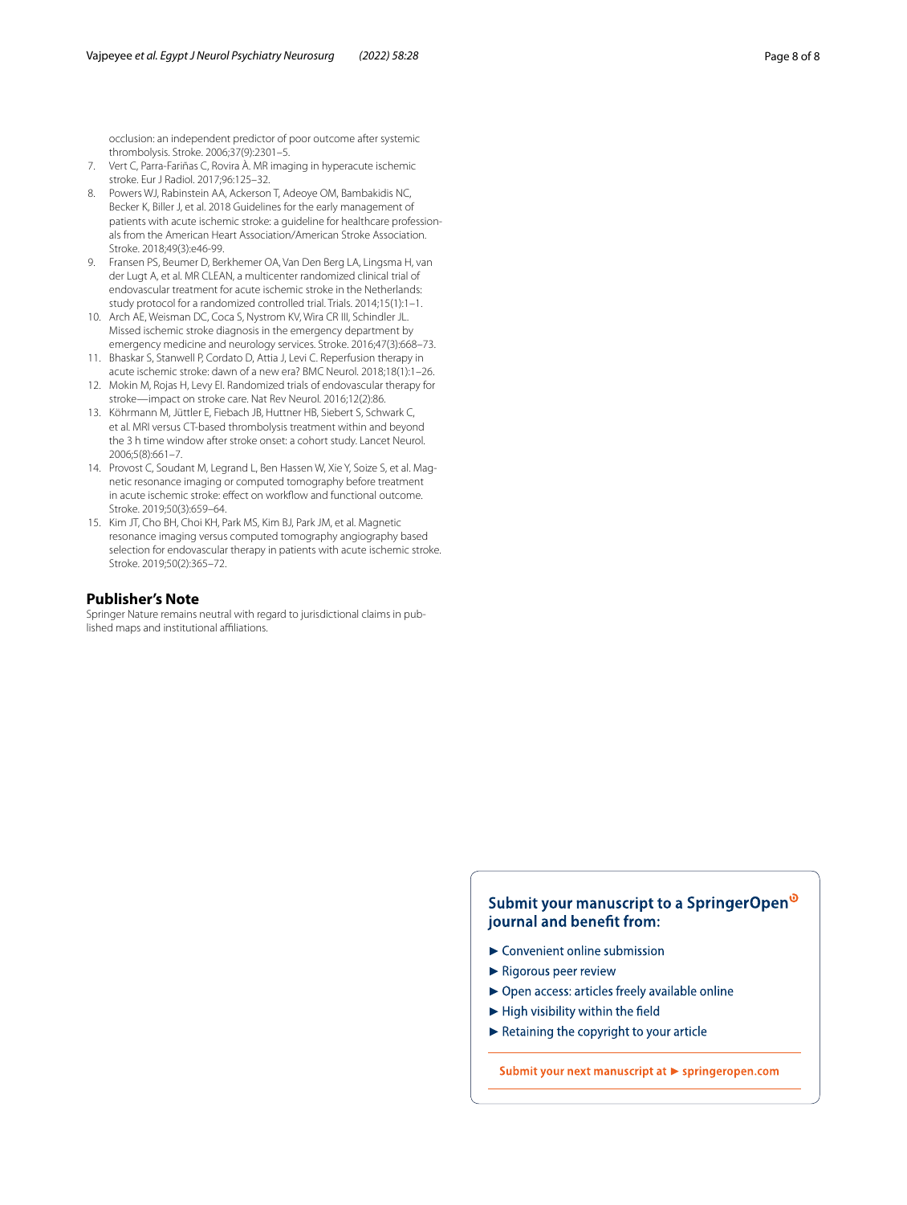occlusion: an independent predictor of poor outcome after systemic thrombolysis. Stroke. 2006;37(9):2301–5.

7. Vert C, Parra-Fariñas C, Rovira À. MR imaging in hyperacute ischemic stroke. Eur J Radiol. 2017;96:125–32.
8. Powers WJ, Rabinstein AA, Ackerson T, Adeoye OM, Bambakidis NC, Becker K, Biller J, et al. 2018 Guidelines for the early management of patients with acute ischemic stroke: a guideline for healthcare professionals from the American Heart Association/American Stroke Association. Stroke. 2018;49(3):e46-99.
9. Fransen PS, Beumer D, Berkhemer OA, Van Den Berg LA, Lingsma H, van der Lugt A, et al. MR CLEAN, a multicenter randomized clinical trial of endovascular treatment for acute ischemic stroke in the Netherlands: study protocol for a randomized controlled trial. Trials. 2014;15(1):1–1.
10. Arch AE, Weisman DC, Coca S, Nystrom KV, Wira CR III, Schindler JL. Missed ischemic stroke diagnosis in the emergency department by emergency medicine and neurology services. Stroke. 2016;47(3):668–73.
11. Bhaskar S, Stanwell P, Cordato D, Attia J, Levi C. Reperfusion therapy in acute ischemic stroke: dawn of a new era? BMC Neurol. 2018;18(1):1–26.
12. Mokin M, Rojas H, Levy EI. Randomized trials of endovascular therapy for stroke—impact on stroke care. Nat Rev Neurol. 2016;12(2):86.
13. Köhrmann M, Jüttler E, Fiebach JB, Huttner HB, Siebert S, Schwark C, et al. MRI versus CT-based thrombolysis treatment within and beyond the 3 h time window after stroke onset: a cohort study. Lancet Neurol. 2006;5(8):661–7.
14. Provost C, Soudant M, Legrand L, Ben Hassen W, Xie Y, Soize S, et al. Magnetic resonance imaging or computed tomography before treatment in acute ischemic stroke: effect on workflow and functional outcome. Stroke. 2019;50(3):659–64.
15. Kim JT, Cho BH, Choi KH, Park MS, Kim BJ, Park JM, et al. Magnetic resonance imaging versus computed tomography angiography based selection for endovascular therapy in patients with acute ischemic stroke. Stroke. 2019;50(2):365–72.

## Publisher's Note

Springer Nature remains neutral with regard to jurisdictional claims in published maps and institutional affiliations.

**Submit your manuscript to a SpringerOpen journal and benefit from:**

- ► Convenient online submission
- ► Rigorous peer review
- ► Open access: articles freely available online
- ► High visibility within the field
- ► Retaining the copyright to your article

**Submit your next manuscript at ► springeropen.com**